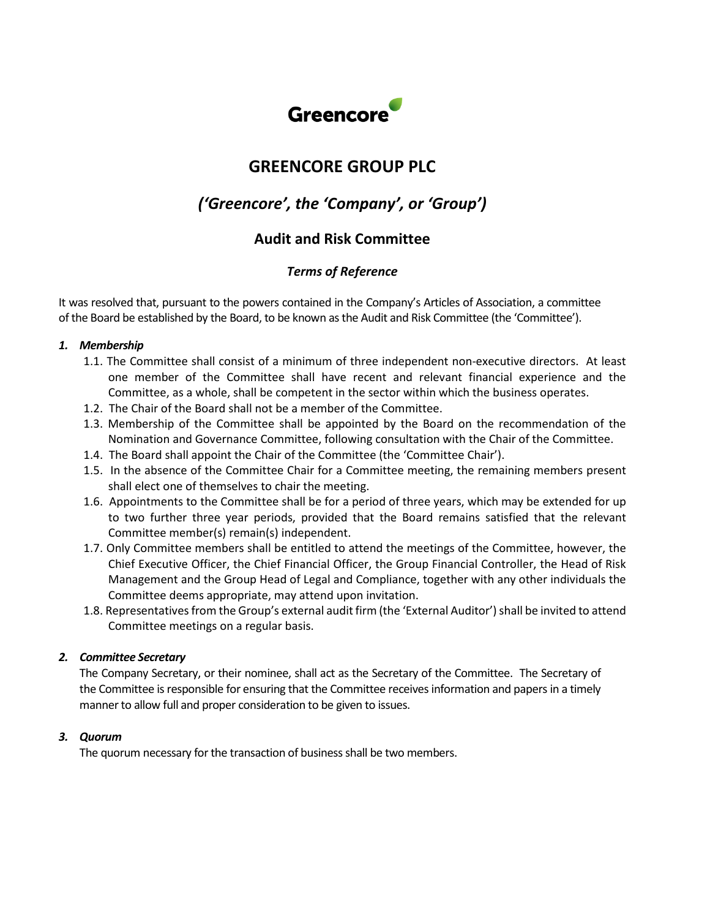Greencore

# GREENCORE GROUP PLC

## *('Greencore', the 'Company', or 'Group')*

### Audit and Risk Committee

#### *Terms of Reference*

It was resolved that, pursuant to the powers contained in the Company's Articles of Association, a committee of the Board be established by the Board, to be known as the Audit and Risk Committee (the 'Committee').

***1. Membership***

1.1. The Committee shall consist of a minimum of three independent non-executive directors. At least one member of the Committee shall have recent and relevant financial experience and the Committee, as a whole, shall be competent in the sector within which the business operates.

1.2. The Chair of the Board shall not be a member of the Committee.

1.3. Membership of the Committee shall be appointed by the Board on the recommendation of the Nomination and Governance Committee, following consultation with the Chair of the Committee.

1.4. The Board shall appoint the Chair of the Committee (the 'Committee Chair').

1.5. In the absence of the Committee Chair for a Committee meeting, the remaining members present shall elect one of themselves to chair the meeting.

1.6. Appointments to the Committee shall be for a period of three years, which may be extended for up to two further three year periods, provided that the Board remains satisfied that the relevant Committee member(s) remain(s) independent.

1.7. Only Committee members shall be entitled to attend the meetings of the Committee, however, the Chief Executive Officer, the Chief Financial Officer, the Group Financial Controller, the Head of Risk Management and the Group Head of Legal and Compliance, together with any other individuals the Committee deems appropriate, may attend upon invitation.

1.8. Representatives from the Group's external audit firm (the 'External Auditor') shall be invited to attend Committee meetings on a regular basis.

***2. Committee Secretary***

The Company Secretary, or their nominee, shall act as the Secretary of the Committee. The Secretary of the Committee is responsible for ensuring that the Committee receives information and papers in a timely manner to allow full and proper consideration to be given to issues.

***3. Quorum***

The quorum necessary for the transaction of business shall be two members.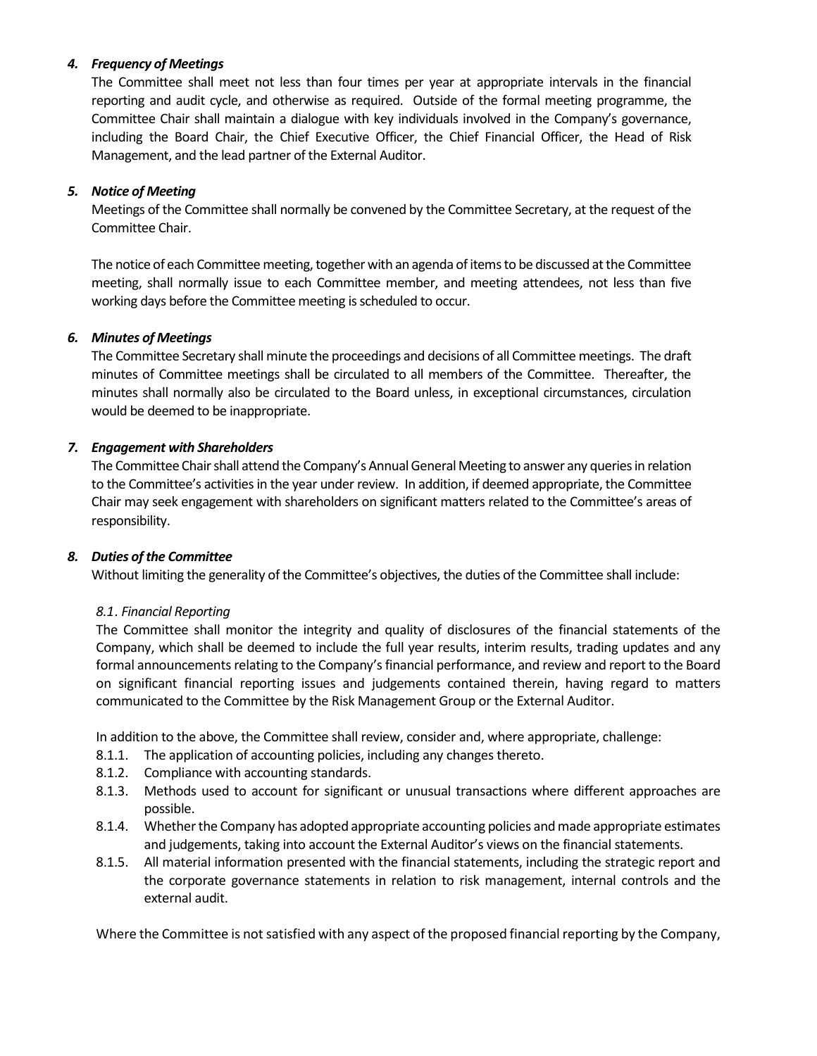### *4. Frequency of Meetings*

The Committee shall meet not less than four times per year at appropriate intervals in the financial reporting and audit cycle, and otherwise as required. Outside of the formal meeting programme, the Committee Chair shall maintain a dialogue with key individuals involved in the Company's governance, including the Board Chair, the Chief Executive Officer, the Chief Financial Officer, the Head of Risk Management, and the lead partner of the External Auditor.

### *5. Notice of Meeting*

Meetings of the Committee shall normally be convened by the Committee Secretary, at the request of the Committee Chair.

The notice of each Committee meeting, together with an agenda of items to be discussed at the Committee meeting, shall normally issue to each Committee member, and meeting attendees, not less than five working days before the Committee meeting is scheduled to occur.

### *6. Minutes of Meetings*

The Committee Secretary shall minute the proceedings and decisions of all Committee meetings. The draft minutes of Committee meetings shall be circulated to all members of the Committee. Thereafter, the minutes shall normally also be circulated to the Board unless, in exceptional circumstances, circulation would be deemed to be inappropriate.

### *7. Engagement with Shareholders*

The Committee Chair shall attend the Company's Annual General Meeting to answer any queries in relation to the Committee's activities in the year under review. In addition, if deemed appropriate, the Committee Chair may seek engagement with shareholders on significant matters related to the Committee's areas of responsibility.

### *8. Duties of the Committee*

Without limiting the generality of the Committee's objectives, the duties of the Committee shall include:

*8.1. Financial Reporting*

The Committee shall monitor the integrity and quality of disclosures of the financial statements of the Company, which shall be deemed to include the full year results, interim results, trading updates and any formal announcements relating to the Company's financial performance, and review and report to the Board on significant financial reporting issues and judgements contained therein, having regard to matters communicated to the Committee by the Risk Management Group or the External Auditor.

In addition to the above, the Committee shall review, consider and, where appropriate, challenge:

- 8.1.1. The application of accounting policies, including any changes thereto.
- 8.1.2. Compliance with accounting standards.
- 8.1.3. Methods used to account for significant or unusual transactions where different approaches are possible.
- 8.1.4. Whether the Company has adopted appropriate accounting policies and made appropriate estimates and judgements, taking into account the External Auditor's views on the financial statements.
- 8.1.5. All material information presented with the financial statements, including the strategic report and the corporate governance statements in relation to risk management, internal controls and the external audit.

Where the Committee is not satisfied with any aspect of the proposed financial reporting by the Company,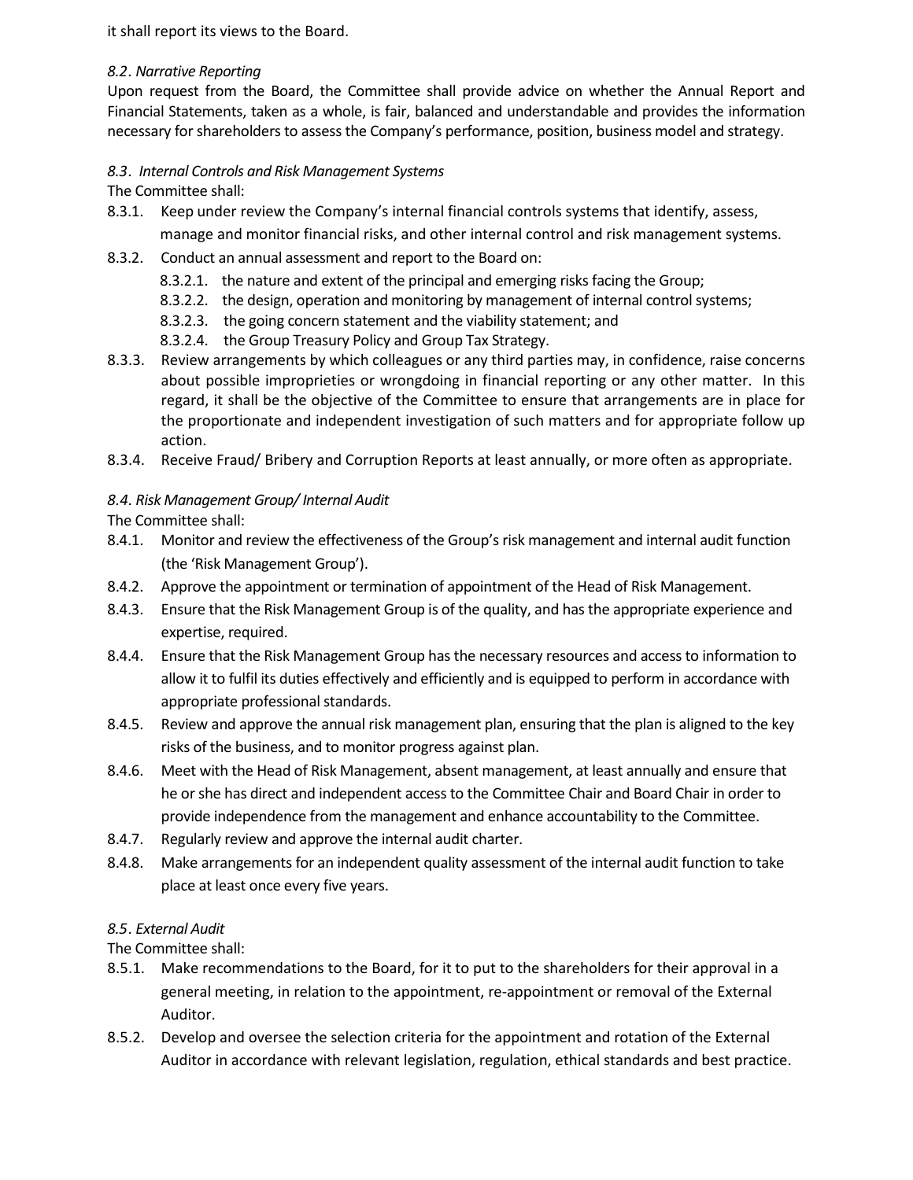it shall report its views to the Board.

*8.2. Narrative Reporting*

Upon request from the Board, the Committee shall provide advice on whether the Annual Report and Financial Statements, taken as a whole, is fair, balanced and understandable and provides the information necessary for shareholders to assess the Company's performance, position, business model and strategy.

*8.3. Internal Controls and Risk Management Systems*

The Committee shall:

8.3.1. Keep under review the Company's internal financial controls systems that identify, assess, manage and monitor financial risks, and other internal control and risk management systems.

8.3.2. Conduct an annual assessment and report to the Board on:

- 8.3.2.1. the nature and extent of the principal and emerging risks facing the Group;
- 8.3.2.2. the design, operation and monitoring by management of internal control systems;
- 8.3.2.3. the going concern statement and the viability statement; and
- 8.3.2.4. the Group Treasury Policy and Group Tax Strategy.

8.3.3. Review arrangements by which colleagues or any third parties may, in confidence, raise concerns about possible improprieties or wrongdoing in financial reporting or any other matter. In this regard, it shall be the objective of the Committee to ensure that arrangements are in place for the proportionate and independent investigation of such matters and for appropriate follow up action.

8.3.4. Receive Fraud/ Bribery and Corruption Reports at least annually, or more often as appropriate.

*8.4. Risk Management Group/ Internal Audit*

The Committee shall:

8.4.1. Monitor and review the effectiveness of the Group's risk management and internal audit function (the 'Risk Management Group').

8.4.2. Approve the appointment or termination of appointment of the Head of Risk Management.

8.4.3. Ensure that the Risk Management Group is of the quality, and has the appropriate experience and expertise, required.

8.4.4. Ensure that the Risk Management Group has the necessary resources and access to information to allow it to fulfil its duties effectively and efficiently and is equipped to perform in accordance with appropriate professional standards.

8.4.5. Review and approve the annual risk management plan, ensuring that the plan is aligned to the key risks of the business, and to monitor progress against plan.

8.4.6. Meet with the Head of Risk Management, absent management, at least annually and ensure that he or she has direct and independent access to the Committee Chair and Board Chair in order to provide independence from the management and enhance accountability to the Committee.

8.4.7. Regularly review and approve the internal audit charter.

8.4.8. Make arrangements for an independent quality assessment of the internal audit function to take place at least once every five years.

*8.5. External Audit*

The Committee shall:

8.5.1. Make recommendations to the Board, for it to put to the shareholders for their approval in a general meeting, in relation to the appointment, re-appointment or removal of the External Auditor.

8.5.2. Develop and oversee the selection criteria for the appointment and rotation of the External Auditor in accordance with relevant legislation, regulation, ethical standards and best practice.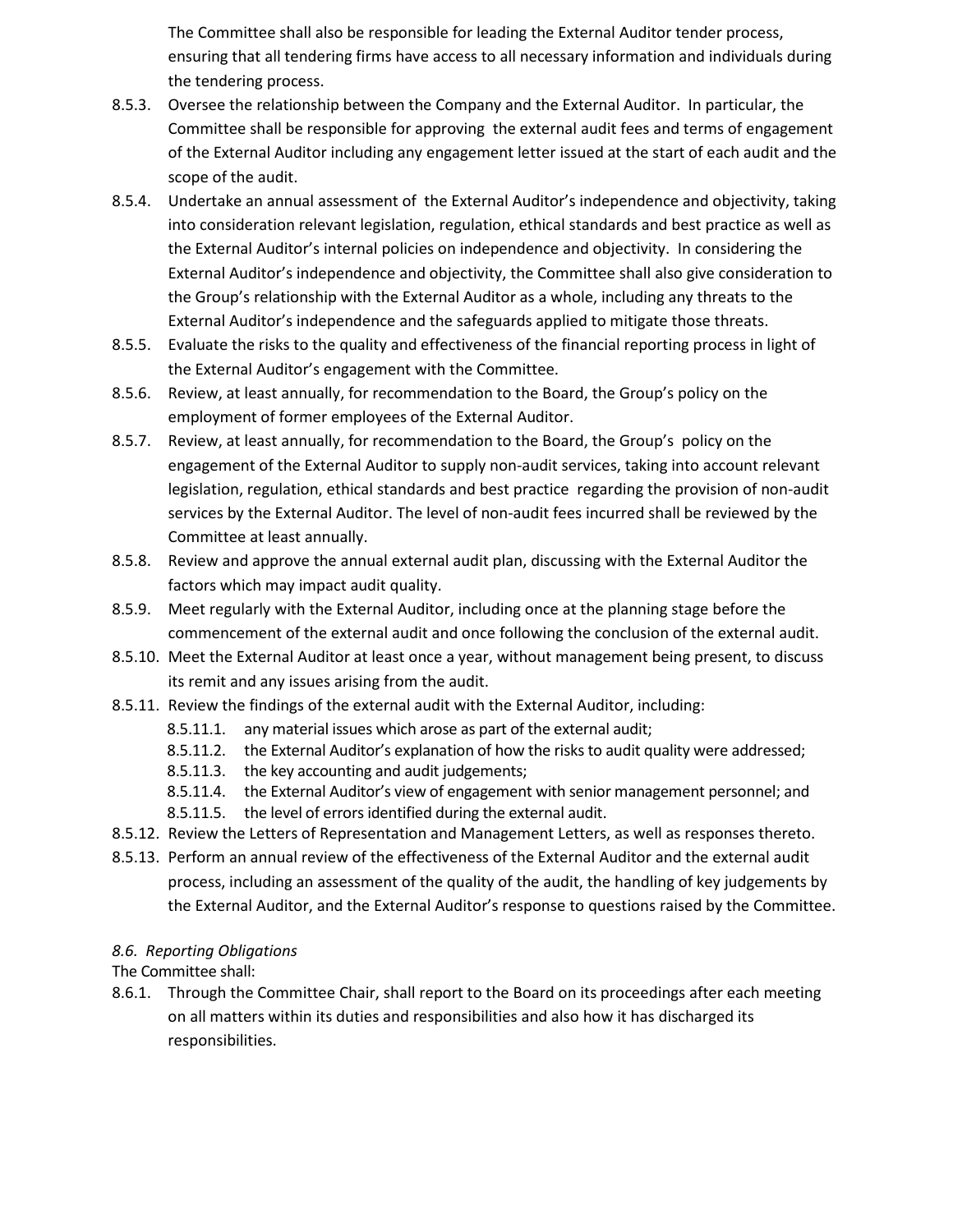The Committee shall also be responsible for leading the External Auditor tender process, ensuring that all tendering firms have access to all necessary information and individuals during the tendering process.

8.5.3. Oversee the relationship between the Company and the External Auditor. In particular, the Committee shall be responsible for approving the external audit fees and terms of engagement of the External Auditor including any engagement letter issued at the start of each audit and the scope of the audit.

8.5.4. Undertake an annual assessment of the External Auditor's independence and objectivity, taking into consideration relevant legislation, regulation, ethical standards and best practice as well as the External Auditor's internal policies on independence and objectivity. In considering the External Auditor's independence and objectivity, the Committee shall also give consideration to the Group's relationship with the External Auditor as a whole, including any threats to the External Auditor's independence and the safeguards applied to mitigate those threats.

8.5.5. Evaluate the risks to the quality and effectiveness of the financial reporting process in light of the External Auditor's engagement with the Committee.

8.5.6. Review, at least annually, for recommendation to the Board, the Group's policy on the employment of former employees of the External Auditor.

8.5.7. Review, at least annually, for recommendation to the Board, the Group's policy on the engagement of the External Auditor to supply non-audit services, taking into account relevant legislation, regulation, ethical standards and best practice regarding the provision of non-audit services by the External Auditor. The level of non-audit fees incurred shall be reviewed by the Committee at least annually.

8.5.8. Review and approve the annual external audit plan, discussing with the External Auditor the factors which may impact audit quality.

8.5.9. Meet regularly with the External Auditor, including once at the planning stage before the commencement of the external audit and once following the conclusion of the external audit.

8.5.10. Meet the External Auditor at least once a year, without management being present, to discuss its remit and any issues arising from the audit.

8.5.11. Review the findings of the external audit with the External Auditor, including:

- 8.5.11.1. any material issues which arose as part of the external audit;
- 8.5.11.2. the External Auditor's explanation of how the risks to audit quality were addressed;
- 8.5.11.3. the key accounting and audit judgements;
- 8.5.11.4. the External Auditor's view of engagement with senior management personnel; and
- 8.5.11.5. the level of errors identified during the external audit.

8.5.12. Review the Letters of Representation and Management Letters, as well as responses thereto.

8.5.13. Perform an annual review of the effectiveness of the External Auditor and the external audit process, including an assessment of the quality of the audit, the handling of key judgements by the External Auditor, and the External Auditor's response to questions raised by the Committee.

*8.6. Reporting Obligations*

The Committee shall:

8.6.1. Through the Committee Chair, shall report to the Board on its proceedings after each meeting on all matters within its duties and responsibilities and also how it has discharged its responsibilities.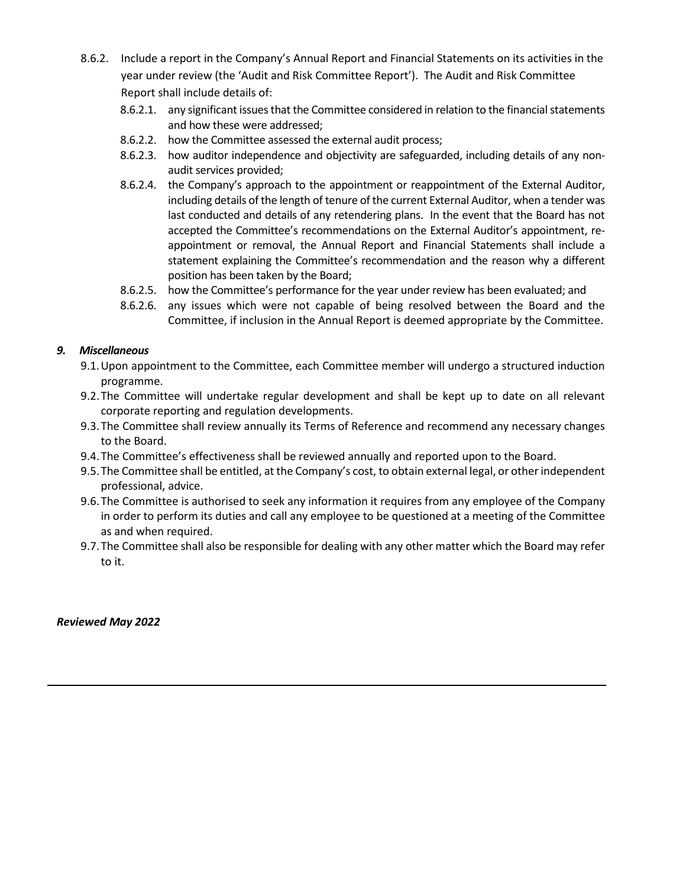8.6.2. Include a report in the Company's Annual Report and Financial Statements on its activities in the year under review (the 'Audit and Risk Committee Report'). The Audit and Risk Committee Report shall include details of:

8.6.2.1. any significant issues that the Committee considered in relation to the financial statements and how these were addressed;

8.6.2.2. how the Committee assessed the external audit process;

8.6.2.3. how auditor independence and objectivity are safeguarded, including details of any non-audit services provided;

8.6.2.4. the Company's approach to the appointment or reappointment of the External Auditor, including details of the length of tenure of the current External Auditor, when a tender was last conducted and details of any retendering plans. In the event that the Board has not accepted the Committee's recommendations on the External Auditor's appointment, re-appointment or removal, the Annual Report and Financial Statements shall include a statement explaining the Committee's recommendation and the reason why a different position has been taken by the Board;

8.6.2.5. how the Committee's performance for the year under review has been evaluated; and

8.6.2.6. any issues which were not capable of being resolved between the Board and the Committee, if inclusion in the Annual Report is deemed appropriate by the Committee.

### *9. Miscellaneous*

9.1. Upon appointment to the Committee, each Committee member will undergo a structured induction programme.

9.2. The Committee will undertake regular development and shall be kept up to date on all relevant corporate reporting and regulation developments.

9.3. The Committee shall review annually its Terms of Reference and recommend any necessary changes to the Board.

9.4. The Committee's effectiveness shall be reviewed annually and reported upon to the Board.

9.5. The Committee shall be entitled, at the Company's cost, to obtain external legal, or other independent professional, advice.

9.6. The Committee is authorised to seek any information it requires from any employee of the Company in order to perform its duties and call any employee to be questioned at a meeting of the Committee as and when required.

9.7. The Committee shall also be responsible for dealing with any other matter which the Board may refer to it.

***Reviewed May 2022***